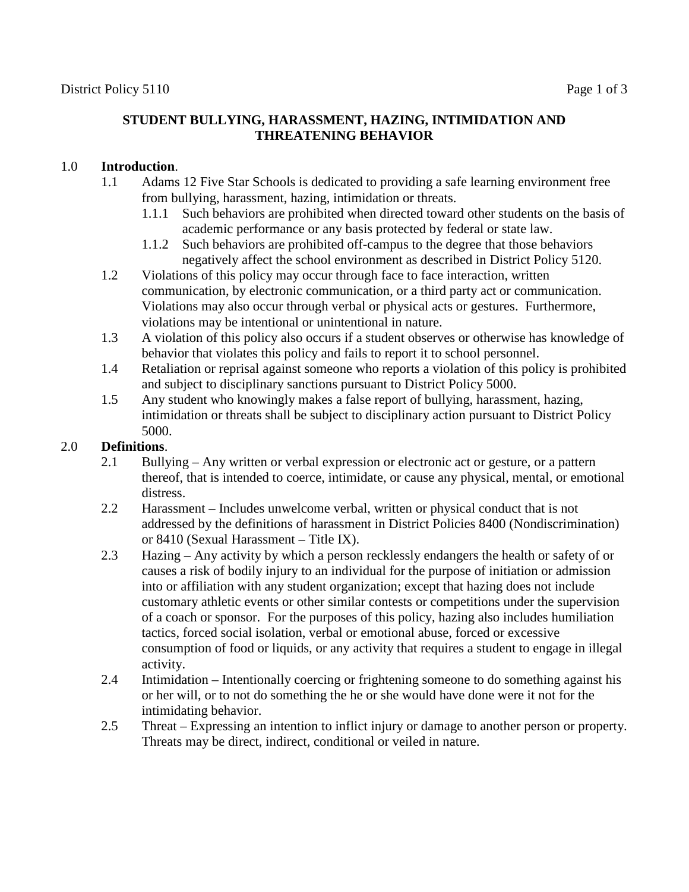# STUDENT BULLYING, HARASSMENT, HAZING, INTIMIDATION AND THREATENING BEHAVIOR

1.0 **Introduction**.

1.1 Adams 12 Five Star Schools is dedicated to providing a safe learning environment free from bullying, harassment, hazing, intimidation or threats.

1.1.1 Such behaviors are prohibited when directed toward other students on the basis of academic performance or any basis protected by federal or state law.

1.1.2 Such behaviors are prohibited off-campus to the degree that those behaviors negatively affect the school environment as described in District Policy 5120.

1.2 Violations of this policy may occur through face to face interaction, written communication, by electronic communication, or a third party act or communication. Violations may also occur through verbal or physical acts or gestures. Furthermore, violations may be intentional or unintentional in nature.

1.3 A violation of this policy also occurs if a student observes or otherwise has knowledge of behavior that violates this policy and fails to report it to school personnel.

1.4 Retaliation or reprisal against someone who reports a violation of this policy is prohibited and subject to disciplinary sanctions pursuant to District Policy 5000.

1.5 Any student who knowingly makes a false report of bullying, harassment, hazing, intimidation or threats shall be subject to disciplinary action pursuant to District Policy 5000.

2.0 **Definitions**.

2.1 Bullying – Any written or verbal expression or electronic act or gesture, or a pattern thereof, that is intended to coerce, intimidate, or cause any physical, mental, or emotional distress.

2.2 Harassment – Includes unwelcome verbal, written or physical conduct that is not addressed by the definitions of harassment in District Policies 8400 (Nondiscrimination) or 8410 (Sexual Harassment – Title IX).

2.3 Hazing – Any activity by which a person recklessly endangers the health or safety of or causes a risk of bodily injury to an individual for the purpose of initiation or admission into or affiliation with any student organization; except that hazing does not include customary athletic events or other similar contests or competitions under the supervision of a coach or sponsor. For the purposes of this policy, hazing also includes humiliation tactics, forced social isolation, verbal or emotional abuse, forced or excessive consumption of food or liquids, or any activity that requires a student to engage in illegal activity.

2.4 Intimidation – Intentionally coercing or frightening someone to do something against his or her will, or to not do something the he or she would have done were it not for the intimidating behavior.

2.5 Threat – Expressing an intention to inflict injury or damage to another person or property. Threats may be direct, indirect, conditional or veiled in nature.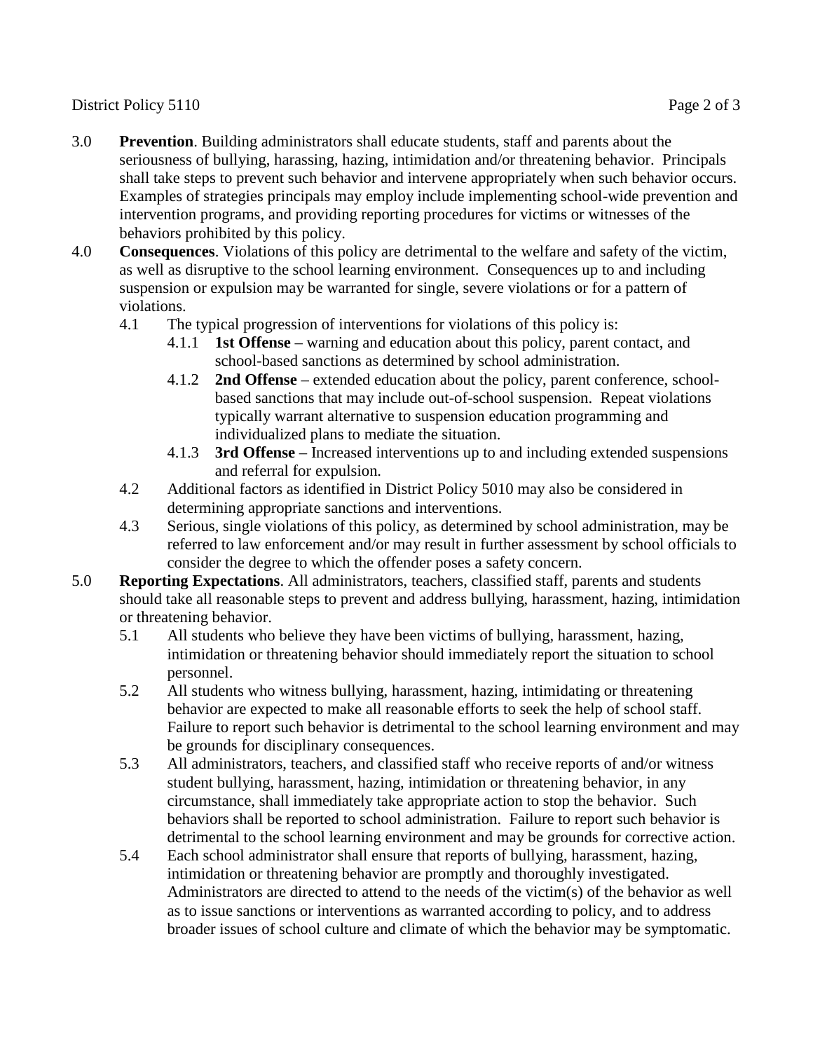3.0 **Prevention**. Building administrators shall educate students, staff and parents about the seriousness of bullying, harassing, hazing, intimidation and/or threatening behavior. Principals shall take steps to prevent such behavior and intervene appropriately when such behavior occurs. Examples of strategies principals may employ include implementing school-wide prevention and intervention programs, and providing reporting procedures for victims or witnesses of the behaviors prohibited by this policy.

4.0 **Consequences**. Violations of this policy are detrimental to the welfare and safety of the victim, as well as disruptive to the school learning environment. Consequences up to and including suspension or expulsion may be warranted for single, severe violations or for a pattern of violations.

- 4.1 The typical progression of interventions for violations of this policy is:
  - 4.1.1 **1st Offense** – warning and education about this policy, parent contact, and school-based sanctions as determined by school administration.
  - 4.1.2 **2nd Offense** – extended education about the policy, parent conference, school-based sanctions that may include out-of-school suspension. Repeat violations typically warrant alternative to suspension education programming and individualized plans to mediate the situation.
  - 4.1.3 **3rd Offense** – Increased interventions up to and including extended suspensions and referral for expulsion.
- 4.2 Additional factors as identified in District Policy 5010 may also be considered in determining appropriate sanctions and interventions.
- 4.3 Serious, single violations of this policy, as determined by school administration, may be referred to law enforcement and/or may result in further assessment by school officials to consider the degree to which the offender poses a safety concern.

5.0 **Reporting Expectations**. All administrators, teachers, classified staff, parents and students should take all reasonable steps to prevent and address bullying, harassment, hazing, intimidation or threatening behavior.

- 5.1 All students who believe they have been victims of bullying, harassment, hazing, intimidation or threatening behavior should immediately report the situation to school personnel.
- 5.2 All students who witness bullying, harassment, hazing, intimidating or threatening behavior are expected to make all reasonable efforts to seek the help of school staff. Failure to report such behavior is detrimental to the school learning environment and may be grounds for disciplinary consequences.
- 5.3 All administrators, teachers, and classified staff who receive reports of and/or witness student bullying, harassment, hazing, intimidation or threatening behavior, in any circumstance, shall immediately take appropriate action to stop the behavior. Such behaviors shall be reported to school administration. Failure to report such behavior is detrimental to the school learning environment and may be grounds for corrective action.
- 5.4 Each school administrator shall ensure that reports of bullying, harassment, hazing, intimidation or threatening behavior are promptly and thoroughly investigated. Administrators are directed to attend to the needs of the victim(s) of the behavior as well as to issue sanctions or interventions as warranted according to policy, and to address broader issues of school culture and climate of which the behavior may be symptomatic.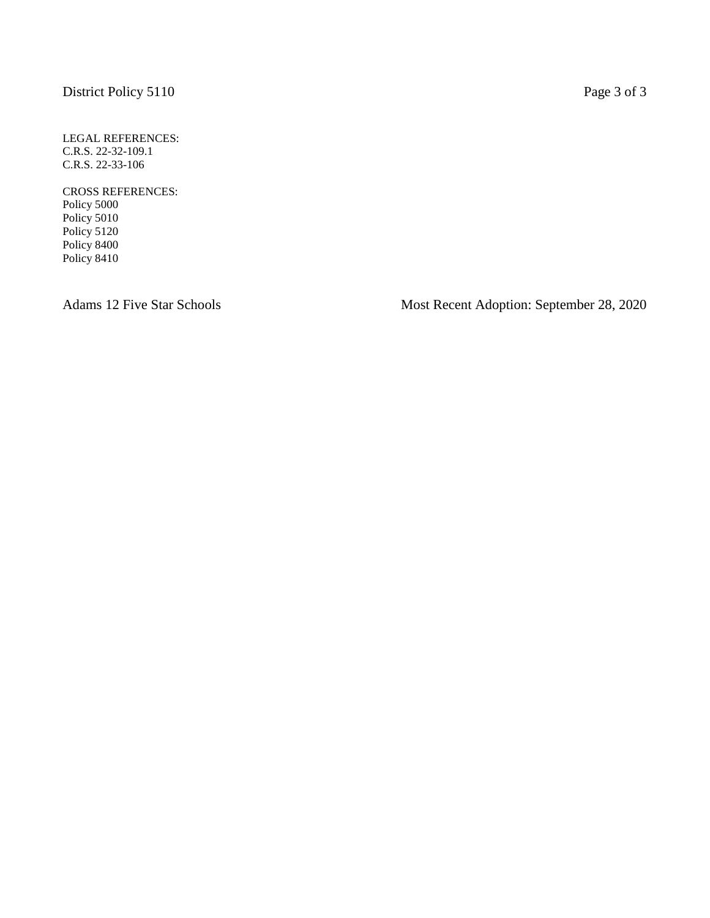LEGAL REFERENCES:
C.R.S. 22-32-109.1
C.R.S. 22-33-106

CROSS REFERENCES:
Policy 5000
Policy 5010
Policy 5120
Policy 8400
Policy 8410

Adams 12 Five Star Schools Most Recent Adoption: September 28, 2020